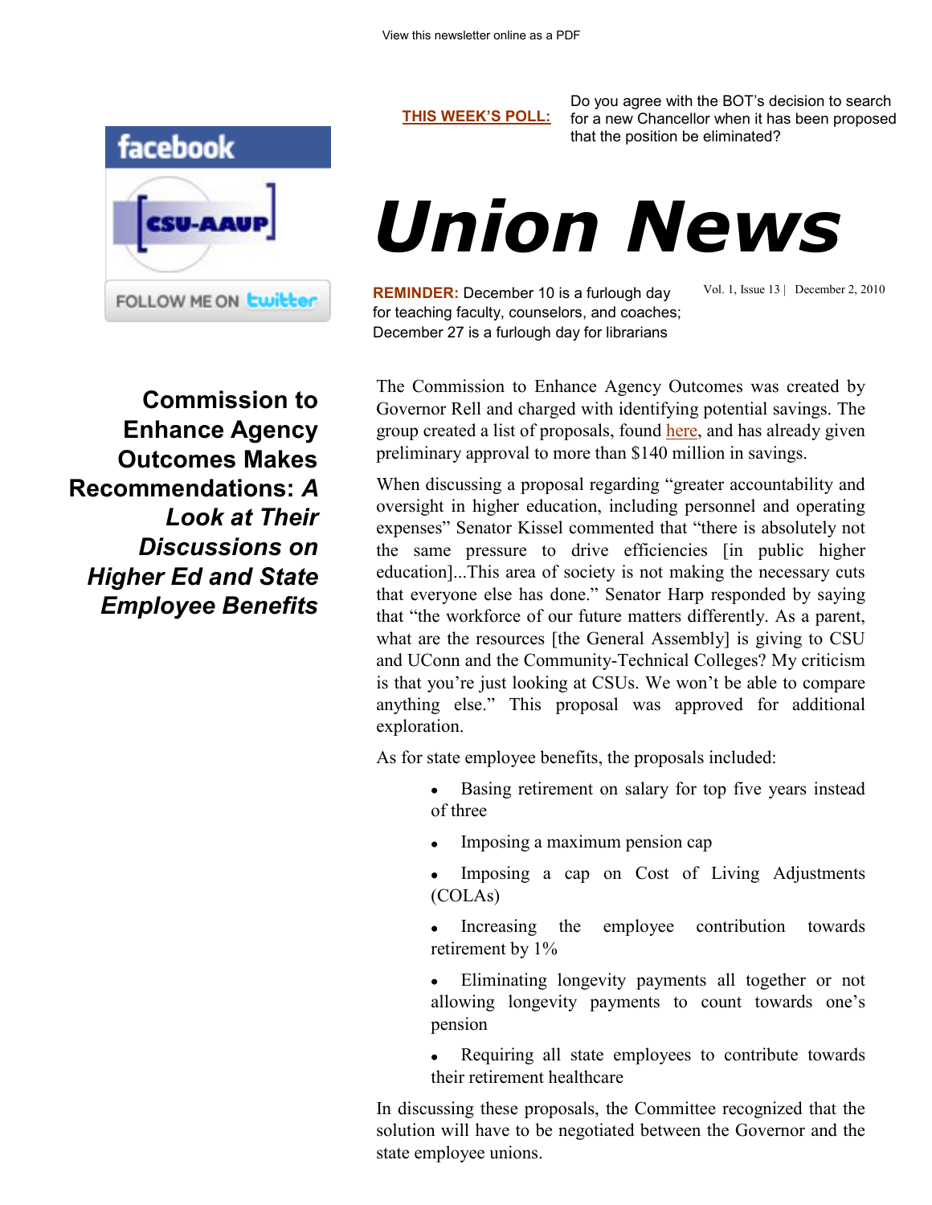View this newsletter online as a PDF

**THIS WEEK'S POLL:** Do you agree with the BOT's decision to search for a new Chancellor when it has been proposed that the position be eliminated?

facebook

CSU-AAUP

FOLLOW ME ON twitter

# *Union News*

**REMINDER:** December 10 is a furlough day for teaching faculty, counselors, and coaches; December 27 is a furlough day for librarians

Vol. 1, Issue 13 | December 2, 2010

## Commission to Enhance Agency Outcomes Makes Recommendations: *A Look at Their Discussions on Higher Ed and State Employee Benefits*

The Commission to Enhance Agency Outcomes was created by Governor Rell and charged with identifying potential savings. The group created a list of proposals, found here, and has already given preliminary approval to more than $140 million in savings.

When discussing a proposal regarding "greater accountability and oversight in higher education, including personnel and operating expenses" Senator Kissel commented that "there is absolutely not the same pressure to drive efficiencies [in public higher education]...This area of society is not making the necessary cuts that everyone else has done." Senator Harp responded by saying that "the workforce of our future matters differently. As a parent, what are the resources [the General Assembly] is giving to CSU and UConn and the Community-Technical Colleges? My criticism is that you're just looking at CSUs. We won't be able to compare anything else." This proposal was approved for additional exploration.

As for state employee benefits, the proposals included:

- Basing retirement on salary for top five years instead of three
- Imposing a maximum pension cap
- Imposing a cap on Cost of Living Adjustments (COLAs)
- Increasing the employee contribution towards retirement by 1%
- Eliminating longevity payments all together or not allowing longevity payments to count towards one's pension
- Requiring all state employees to contribute towards their retirement healthcare

In discussing these proposals, the Committee recognized that the solution will have to be negotiated between the Governor and the state employee unions.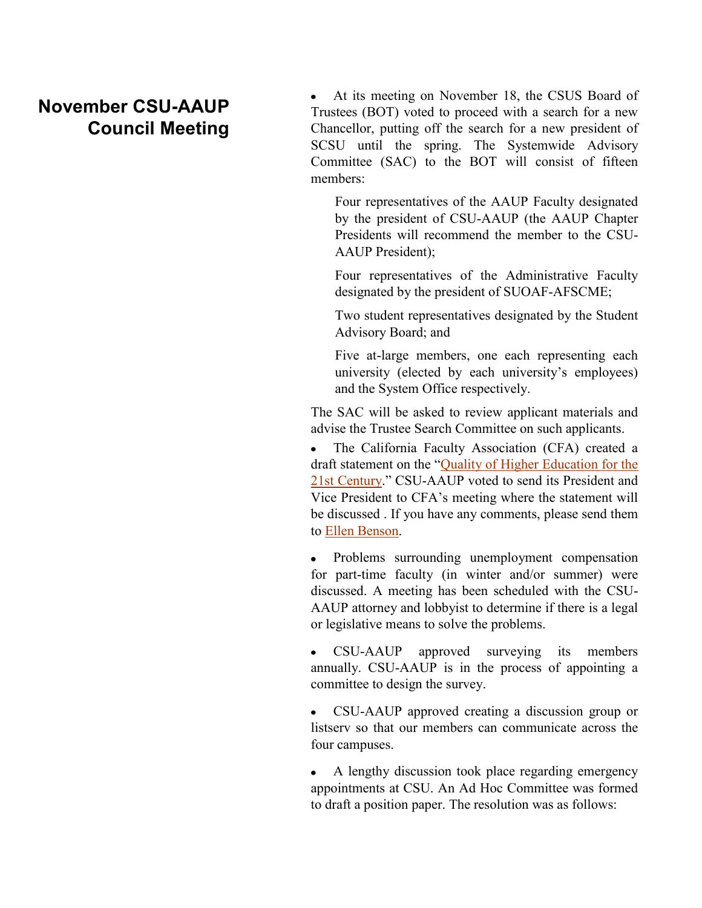## November CSU-AAUP Council Meeting

- At its meeting on November 18, the CSUS Board of Trustees (BOT) voted to proceed with a search for a new Chancellor, putting off the search for a new president of SCSU until the spring. The Systemwide Advisory Committee (SAC) to the BOT will consist of fifteen members:

  Four representatives of the AAUP Faculty designated by the president of CSU-AAUP (the AAUP Chapter Presidents will recommend the member to the CSU-AAUP President);

  Four representatives of the Administrative Faculty designated by the president of SUOAF-AFSCME;

  Two student representatives designated by the Student Advisory Board; and

  Five at-large members, one each representing each university (elected by each university's employees) and the System Office respectively.

The SAC will be asked to review applicant materials and advise the Trustee Search Committee on such applicants.

- The California Faculty Association (CFA) created a draft statement on the "Quality of Higher Education for the 21st Century." CSU-AAUP voted to send its President and Vice President to CFA's meeting where the statement will be discussed . If you have any comments, please send them to Ellen Benson.

- Problems surrounding unemployment compensation for part-time faculty (in winter and/or summer) were discussed. A meeting has been scheduled with the CSU-AAUP attorney and lobbyist to determine if there is a legal or legislative means to solve the problems.

- CSU-AAUP approved surveying its members annually. CSU-AAUP is in the process of appointing a committee to design the survey.

- CSU-AAUP approved creating a discussion group or listserv so that our members can communicate across the four campuses.

- A lengthy discussion took place regarding emergency appointments at CSU. An Ad Hoc Committee was formed to draft a position paper. The resolution was as follows: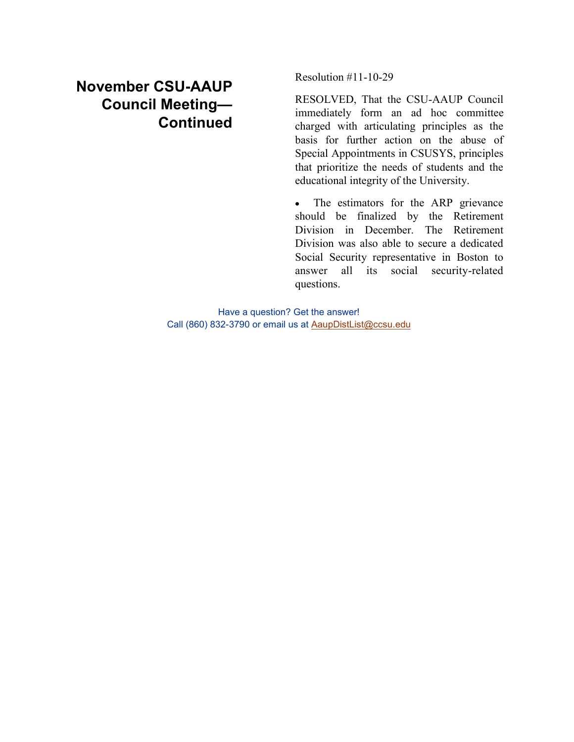## November CSU-AAUP Council Meeting—Continued

Resolution #11-10-29

RESOLVED, That the CSU-AAUP Council immediately form an ad hoc committee charged with articulating principles as the basis for further action on the abuse of Special Appointments in CSUSYS, principles that prioritize the needs of students and the educational integrity of the University.

- The estimators for the ARP grievance should be finalized by the Retirement Division in December. The Retirement Division was also able to secure a dedicated Social Security representative in Boston to answer all its social security-related questions.

Have a question? Get the answer!
Call (860) 832-3790 or email us at AaupDistList@ccsu.edu